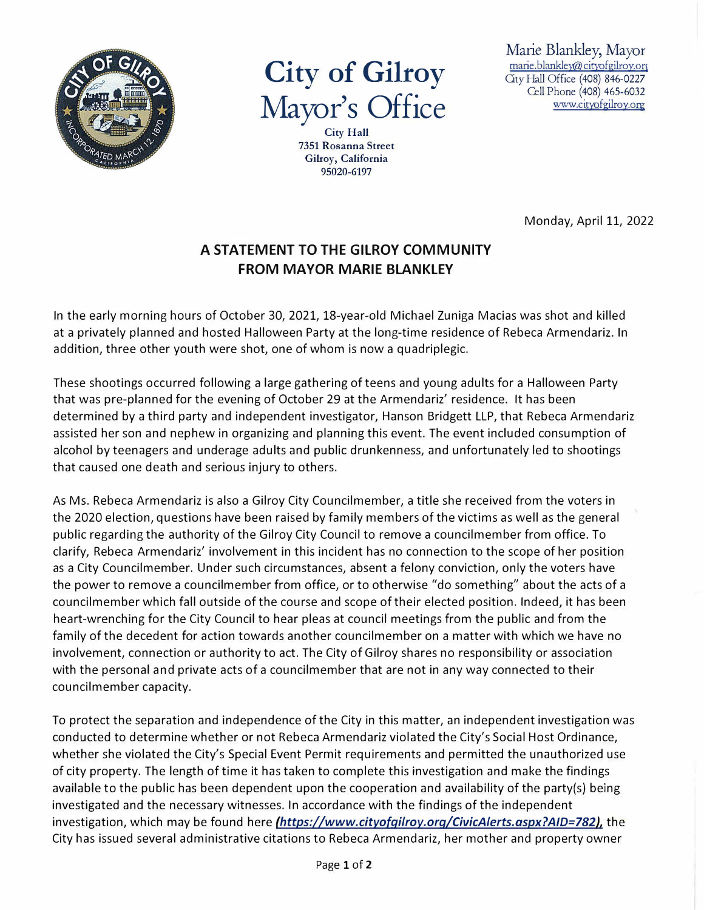# City of Gilroy Mayor's Office

City Hall
7351 Rosanna Street
Gilroy, California
95020-6197

Marie Blankley, Mayor
marie.blankley@cityofgilroy.org
City Hall Office (408) 846-0227
Cell Phone (408) 465-6032
www.cityofgilroy.org

Monday, April 11, 2022

## A STATEMENT TO THE GILROY COMMUNITY FROM MAYOR MARIE BLANKLEY

In the early morning hours of October 30, 2021, 18-year-old Michael Zuniga Macias was shot and killed at a privately planned and hosted Halloween Party at the long-time residence of Rebeca Armendariz. In addition, three other youth were shot, one of whom is now a quadriplegic.

These shootings occurred following a large gathering of teens and young adults for a Halloween Party that was pre-planned for the evening of October 29 at the Armendariz' residence. It has been determined by a third party and independent investigator, Hanson Bridgett LLP, that Rebeca Armendariz assisted her son and nephew in organizing and planning this event. The event included consumption of alcohol by teenagers and underage adults and public drunkenness, and unfortunately led to shootings that caused one death and serious injury to others.

As Ms. Rebeca Armendariz is also a Gilroy City Councilmember, a title she received from the voters in the 2020 election, questions have been raised by family members of the victims as well as the general public regarding the authority of the Gilroy City Council to remove a councilmember from office. To clarify, Rebeca Armendariz' involvement in this incident has no connection to the scope of her position as a City Councilmember. Under such circumstances, absent a felony conviction, only the voters have the power to remove a councilmember from office, or to otherwise "do something" about the acts of a councilmember which fall outside of the course and scope of their elected position. Indeed, it has been heart-wrenching for the City Council to hear pleas at council meetings from the public and from the family of the decedent for action towards another councilmember on a matter with which we have no involvement, connection or authority to act. The City of Gilroy shares no responsibility or association with the personal and private acts of a councilmember that are not in any way connected to their councilmember capacity.

To protect the separation and independence of the City in this matter, an independent investigation was conducted to determine whether or not Rebeca Armendariz violated the City's Social Host Ordinance, whether she violated the City's Special Event Permit requirements and permitted the unauthorized use of city property. The length of time it has taken to complete this investigation and make the findings available to the public has been dependent upon the cooperation and availability of the party(s) being investigated and the necessary witnesses. In accordance with the findings of the independent investigation, which may be found here ***(https://www.cityofgilroy.org/CivicAlerts.aspx?AID=782)***, the City has issued several administrative citations to Rebeca Armendariz, her mother and property owner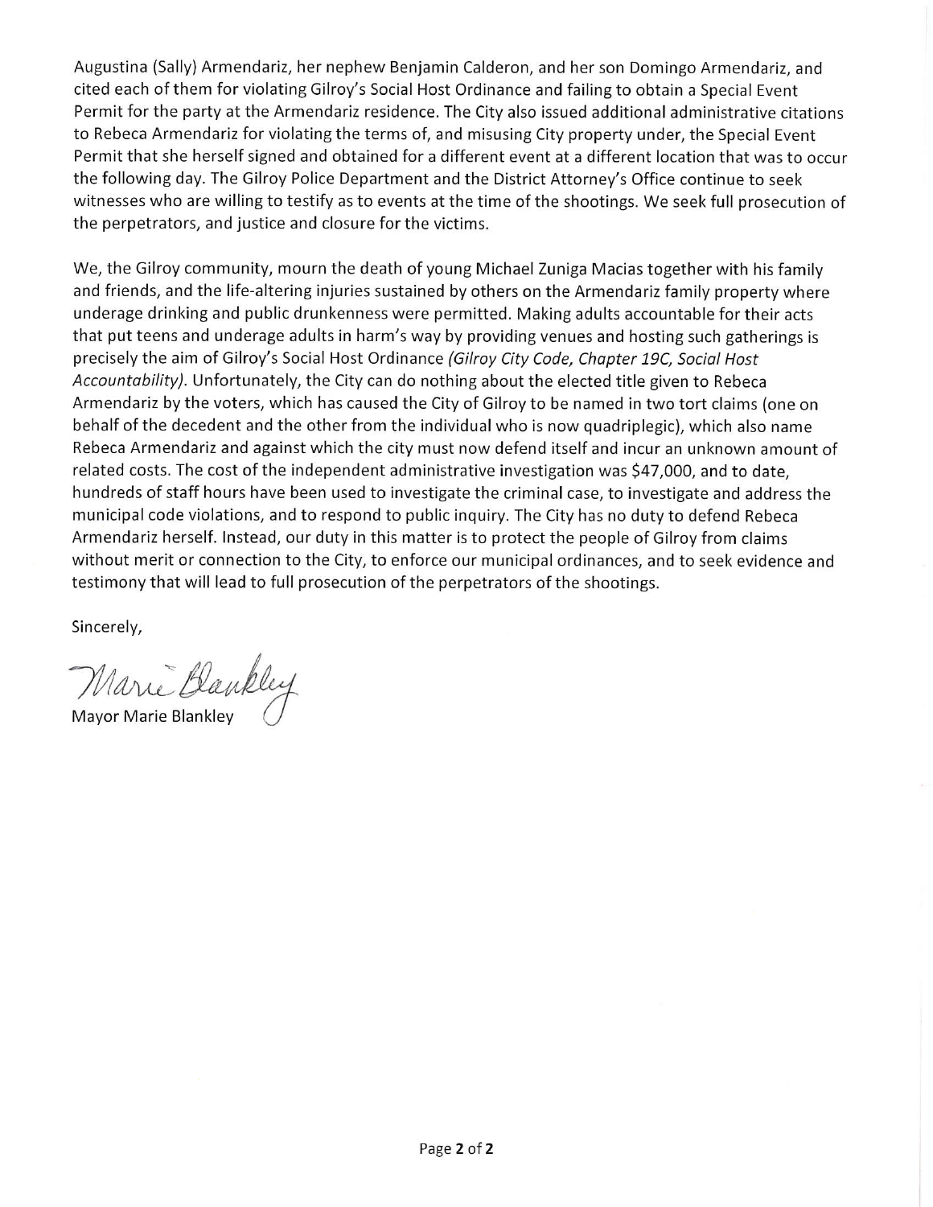Augustina (Sally) Armendariz, her nephew Benjamin Calderon, and her son Domingo Armendariz, and cited each of them for violating Gilroy's Social Host Ordinance and failing to obtain a Special Event Permit for the party at the Armendariz residence. The City also issued additional administrative citations to Rebeca Armendariz for violating the terms of, and misusing City property under, the Special Event Permit that she herself signed and obtained for a different event at a different location that was to occur the following day. The Gilroy Police Department and the District Attorney's Office continue to seek witnesses who are willing to testify as to events at the time of the shootings. We seek full prosecution of the perpetrators, and justice and closure for the victims.

We, the Gilroy community, mourn the death of young Michael Zuniga Macias together with his family and friends, and the life-altering injuries sustained by others on the Armendariz family property where underage drinking and public drunkenness were permitted. Making adults accountable for their acts that put teens and underage adults in harm's way by providing venues and hosting such gatherings is precisely the aim of Gilroy's Social Host Ordinance *(Gilroy City Code, Chapter 19C, Social Host Accountability)*. Unfortunately, the City can do nothing about the elected title given to Rebeca Armendariz by the voters, which has caused the City of Gilroy to be named in two tort claims (one on behalf of the decedent and the other from the individual who is now quadriplegic), which also name Rebeca Armendariz and against which the city must now defend itself and incur an unknown amount of related costs. The cost of the independent administrative investigation was $47,000, and to date, hundreds of staff hours have been used to investigate the criminal case, to investigate and address the municipal code violations, and to respond to public inquiry. The City has no duty to defend Rebeca Armendariz herself. Instead, our duty in this matter is to protect the people of Gilroy from claims without merit or connection to the City, to enforce our municipal ordinances, and to seek evidence and testimony that will lead to full prosecution of the perpetrators of the shootings.

Sincerely,

Marie Blankley

Mayor Marie Blankley